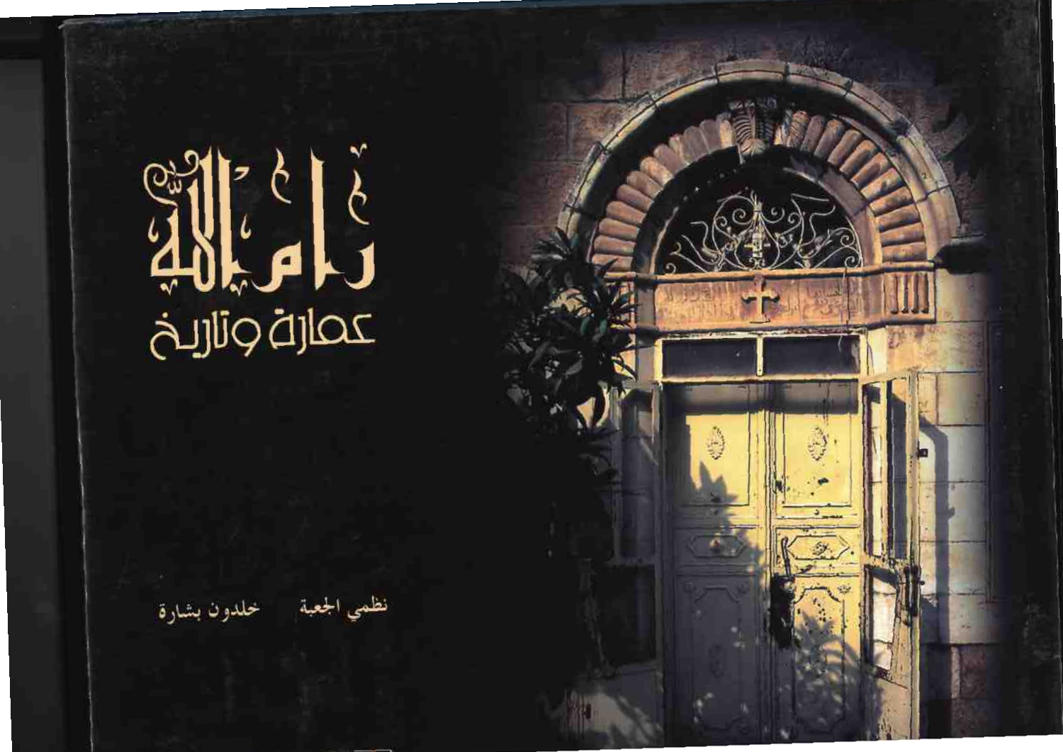# رام الله

## عمارة وتاريخ

نظمي الجعبة خلدون بشارة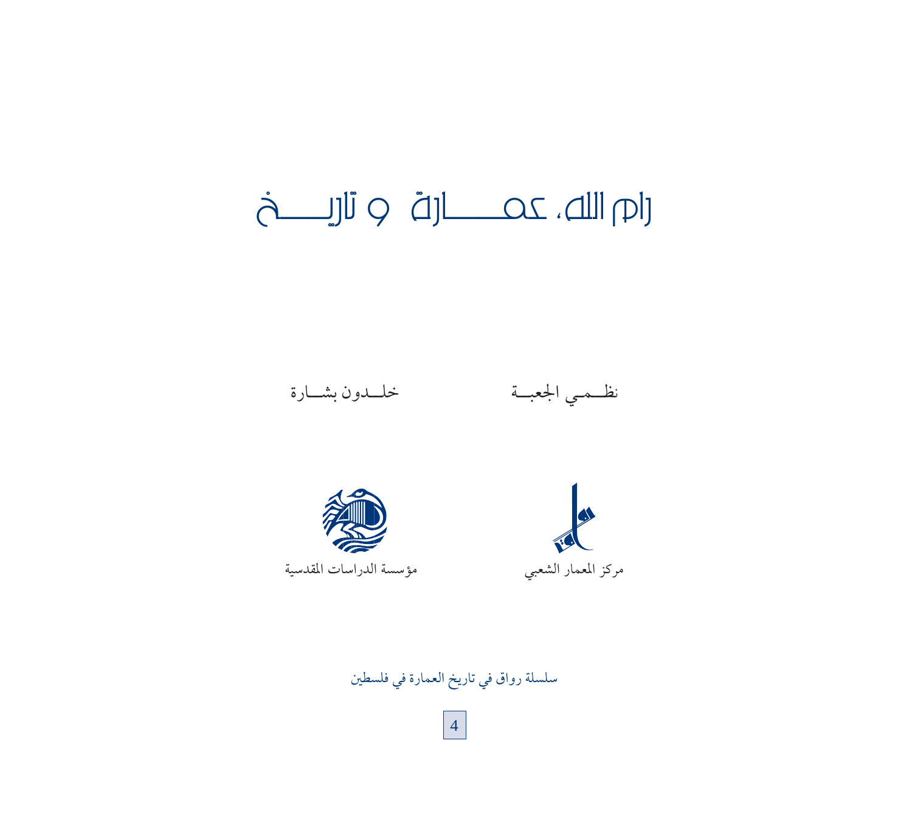# رام الله، عمارة و تاريخ

نظمي الجعبة　　　　خلدون بشارة

مركز المعمار الشعبي　　　　مؤسسة الدراسات المقدسية

سلسلة رواق في تاريخ العمارة في فلسطين

4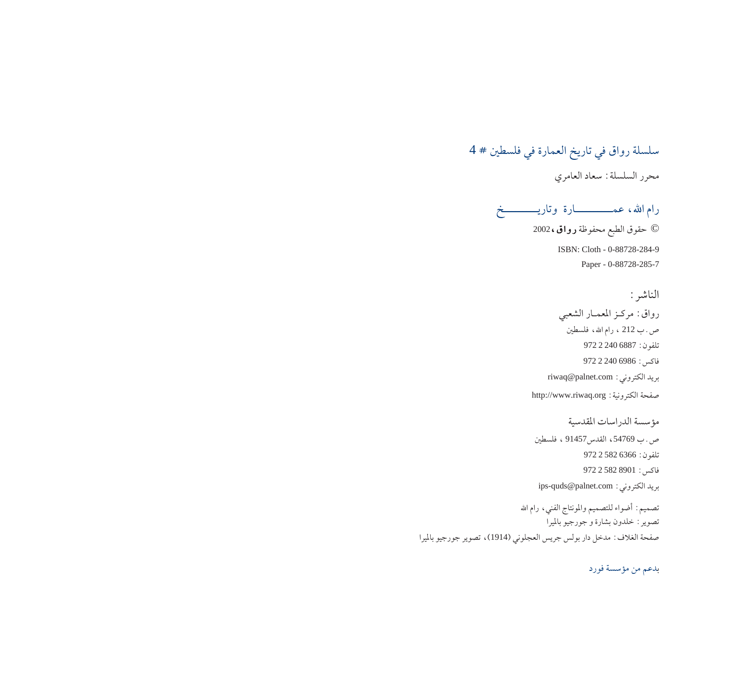سلسلة رواق في تاريخ العمارة في فلسطين # 4

محرر السلسلة : سعاد العامري

رام الله، عمـــــــــــارة وتاريـــــــــخ

© حقوق الطبع محفوظة **رواق**، 2002

ISBN: Cloth - 0-88728-284-9

Paper - 0-88728-285-7

الناشر :

رواق : مركـز المعمـار الشعبي

ص . ب 212 ، رام الله، فلسطين

تلفون: 6887 240 2 972

فاكس: 6986 240 2 972

بريد الكتروني : riwaq@palnet.com

صفحة الكترونية : http://www.riwaq.org

مؤسسة الدراسات المقدسية

ص . ب 54769، القدس91457 ، فلسطين

تلفون: 6366 582 2 972

فاكس: 8901 582 2 972

بريد الكتروني : ips-quds@palnet.com

تصميم : أضواء للتصميم والمونتاج الفني، رام الله

تصوير : خلدون بشارة و جورجيو بالميرا

صفحة الغلاف : مدخل دار بولس جريس العجلوني (1914)، تصوير جورجيو بالميرا

بدعم من مؤسسة فورد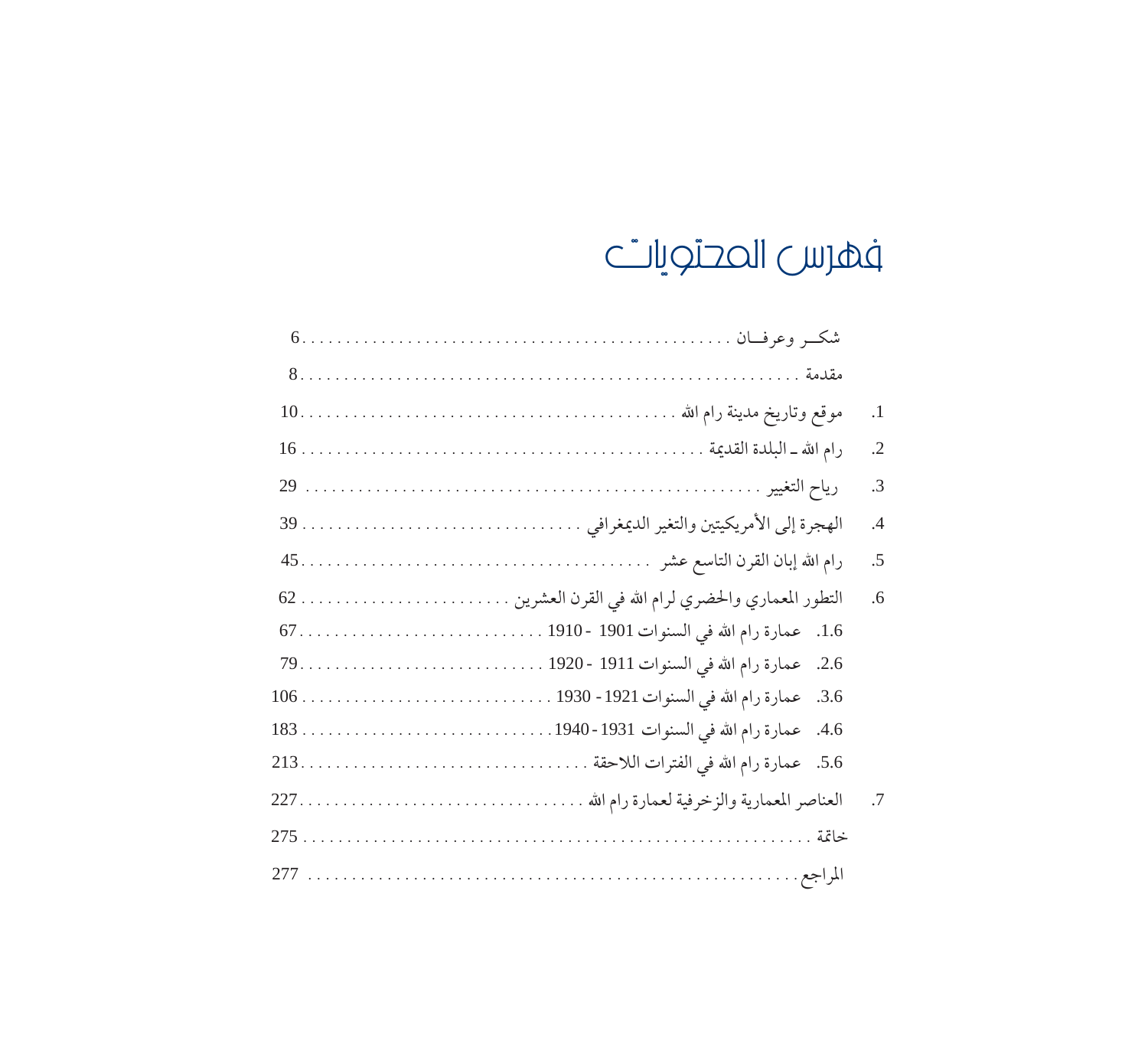# فهرس المحتويات

شكـــر وعرفـــان ........ 6

مقدمة ........ 8

1. موقع وتاريخ مدينة رام الله ........ 10
2. رام الله ـ البلدة القديمة ........ 16
3. رياح التغيير ........ 29
4. الهجرة إلى الأمريكيتين والتغير الديمغرافي ........ 39
5. رام الله إبان القرن التاسع عشر ........ 45
6. التطور المعماري والحضري لرام الله في القرن العشرين ........ 62
   - 1.6. عمارة رام الله في السنوات 1901 - 1910 ........ 67
   - 2.6. عمارة رام الله في السنوات 1911 - 1920 ........ 79
   - 3.6. عمارة رام الله في السنوات 1921 - 1930 ........ 106
   - 4.6. عمارة رام الله في السنوات 1931 - 1940 ........ 183
   - 5.6. عمارة رام الله في الفترات اللاحقة ........ 213
7. العناصر المعمارية والزخرفية لعمارة رام الله ........ 227

خاتمة ........ 275

المراجع ........ 277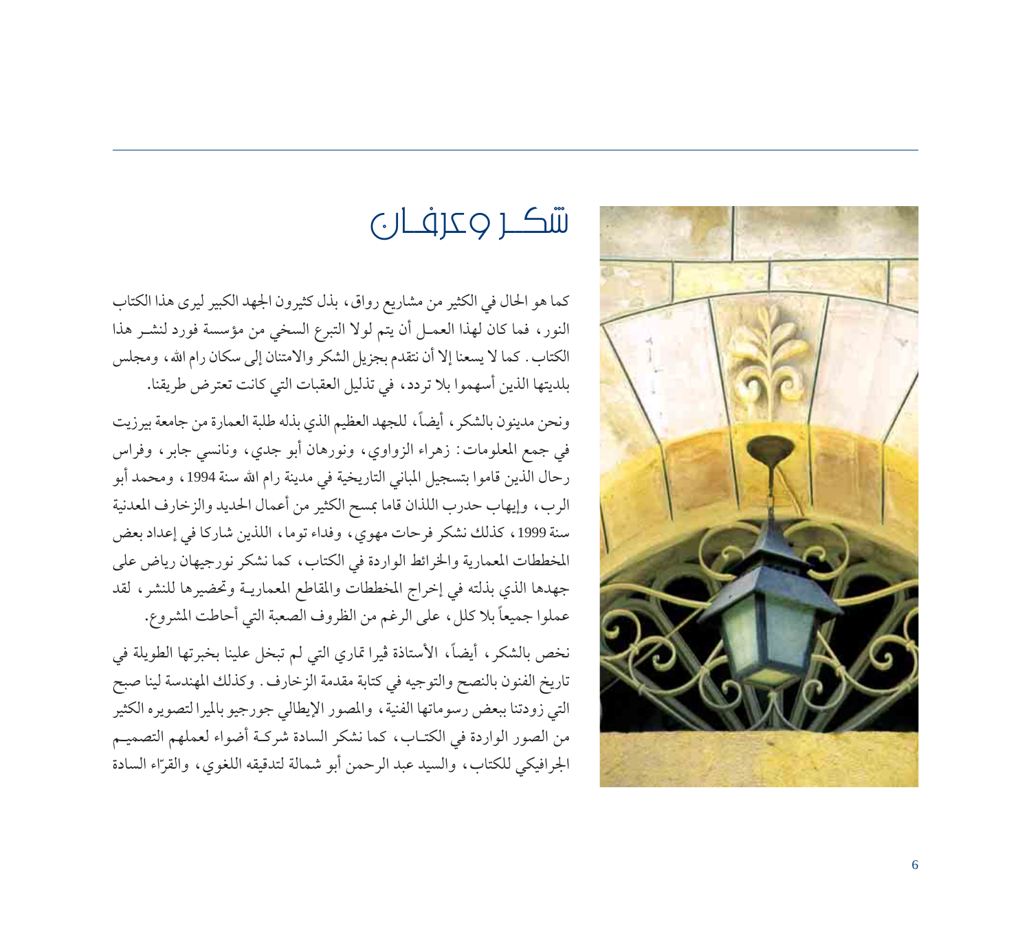# شكر وعرفان

كما هو الحال في الكثير من مشاريع رواق، بذل كثيرون الجهد الكبير ليرى هذا الكتاب النور، فما كان لهذا العمل أن يتم لولا التبرع السخي من مؤسسة فورد لنشر هذا الكتاب. كما لا يسعنا إلا أن نتقدم بجزيل الشكر والامتنان إلى سكان رام الله، ومجلس بلديتها الذين أسهموا بلا تردد، في تذليل العقبات التي كانت تعترض طريقنا.

ونحن مدينون بالشكر، أيضاً، للجهد العظيم الذي بذله طلبة العمارة من جامعة بيرزيت في جمع المعلومات: زهراء الزواوي، ونورهان أبو جدي، ونانسي جابر، وفراس رحال الذين قاموا بتسجيل المباني التاريخية في مدينة رام الله سنة 1994، ومحمد أبو الرب، وإيهاب حدرب اللذان قاما بمسح الكثير من أعمال الحديد والزخارف المعدنية سنة 1999، كذلك نشكر فرحات مهوي، وفداء توما، اللذين شاركا في إعداد بعض المخططات المعمارية والخرائط الواردة في الكتاب، كما نشكر نورجيهان رياض على جهدها الذي بذلته في إخراج المخططات والمقاطع المعمارية وتحضيرها للنشر، لقد عملوا جميعاً بلا كلل، على الرغم من الظروف الصعبة التي أحاطت المشروع.

نخص بالشكر، أيضاً، الأستاذة ڤيرا تماري التي لم تبخل علينا بخبرتها الطويلة في تاريخ الفنون بالنصح والتوجيه في كتابة مقدمة الزخارف. وكذلك المهندسة لينا صبح التي زودتنا ببعض رسوماتها الفنية، والمصور الإيطالي جورجيو بالميرا لتصويره الكثير من الصور الواردة في الكتاب، كما نشكر السادة شركة أضواء لعملهم التصميم الجرافيكي للكتاب، والسيد عبد الرحمن أبو شمالة لتدقيقه اللغوي، والقرّاء السادة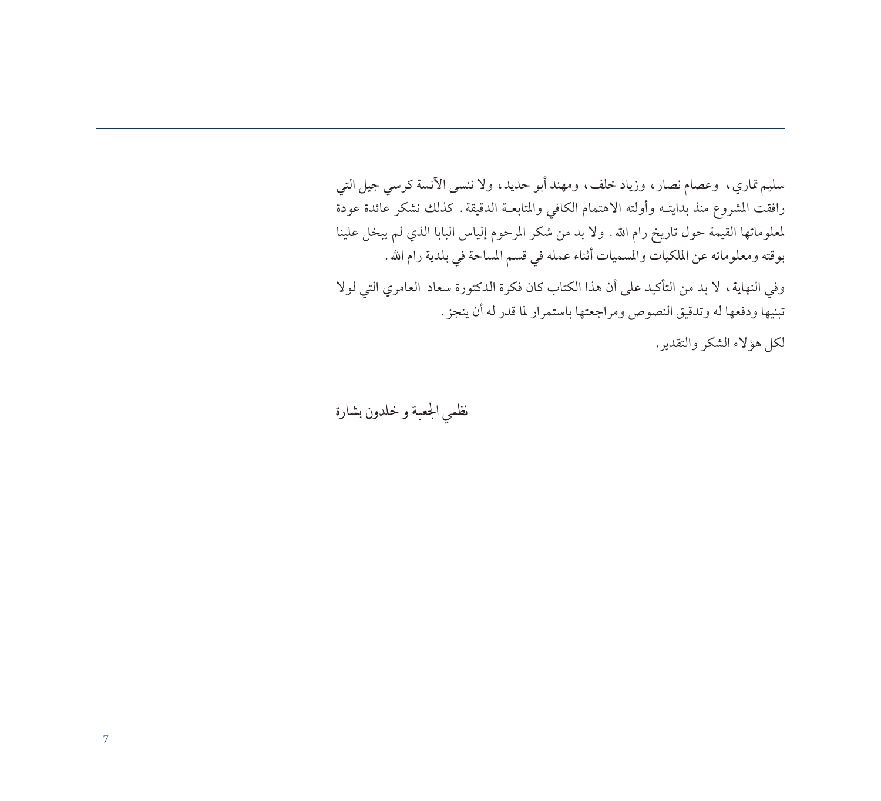سليم تماري، وعصام نصار، وزياد خلف، ومهند أبو حديد، ولا ننسى الآنسة كرسي جيل التي رافقت المشروع منذ بدايتـه وأولته الاهتمام الكافي والمتابعـة الدقيقة. كذلك نشكر عائدة عودة لمعلوماتها القيمة حول تاريخ رام الله. ولا بد من شكر المرحوم إلياس البابا الذي لم يبخل علينا بوقته ومعلوماته عن الملكيات والمسميات أثناء عمله في قسم المساحة في بلدية رام الله.

وفي النهاية، لا بد من التأكيد على أن هذا الكتاب كان فكرة الدكتورة سعاد العامري التي لولا تبنيها ودفعها له وتدقيق النصوص ومراجعتها باستمرار لما قدر له أن ينجز.

لكل هؤلاء الشكر والتقدير.

نظمي الجعبة و خلدون بشارة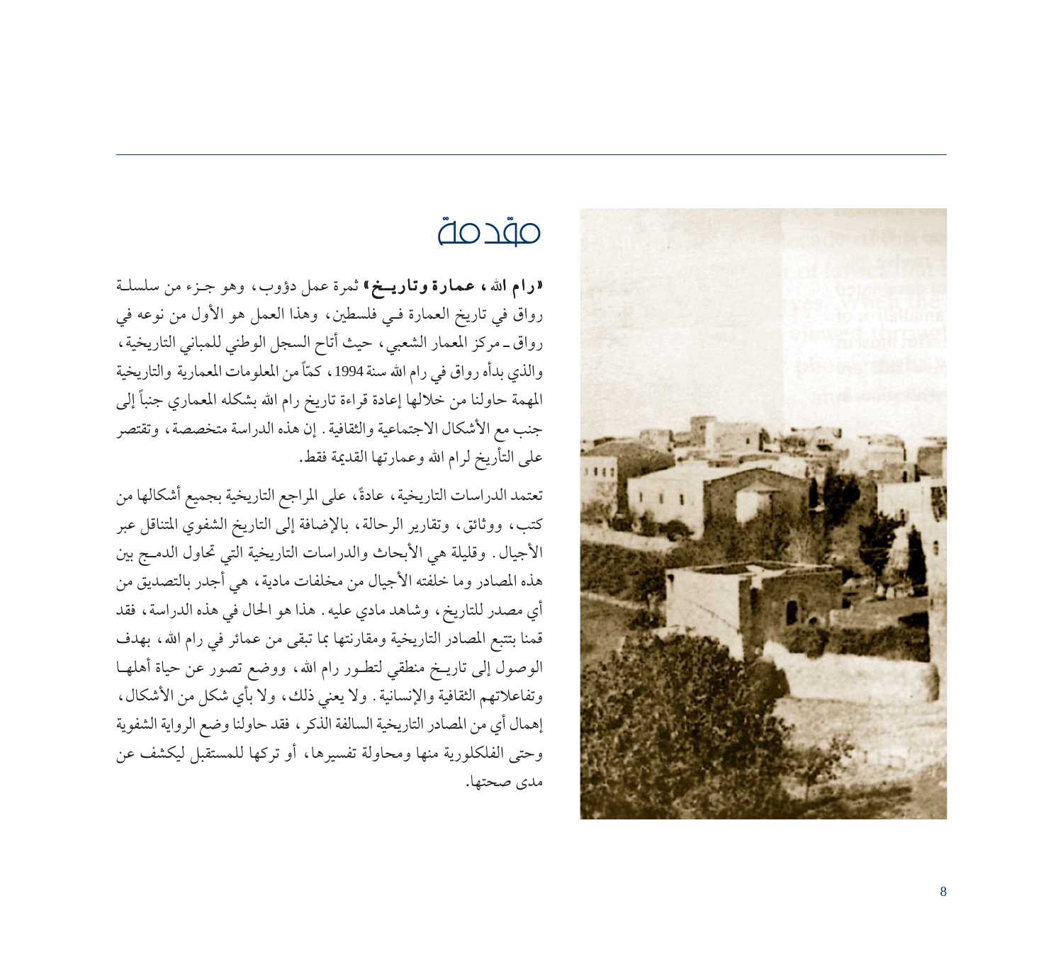# مقدمة

**«رام الله، عمارة وتاريـخ»** ثمرة عمل دؤوب، وهو جـزء من سلسلـة رواق في تاريخ العمارة فـي فلسطين، وهذا العمل هو الأول من نوعه في رواق ـ مركز المعمار الشعبي، حيث أتاح السجل الوطني للمباني التاريخية، والذي بدأه رواق في رام الله سنة 1994، كمّاً من المعلومات المعمارية والتاريخية المهمة حاولنا من خلالها إعادة قراءة تاريخ رام الله بشكله المعماري جنباً إلى جنب مع الأشكال الاجتماعية والثقافية. إن هذه الدراسة متخصصة، وتقتصر على التأريخ لرام الله وعمارتها القديمة فقط.

تعتمد الدراسات التاريخية، عادةً، على المراجع التاريخية بجميع أشكالها من كتب، ووثائق، وتقارير الرحالة، بالإضافة إلى التاريخ الشفوي المتناقل عبر الأجيال. وقليلة هي الأبحاث والدراسات التاريخية التي تحاول الدمـج بين هذه المصادر وما خلفته الأجيال من مخلفات مادية، هي أجدر بالتصديق من أي مصدر للتاريخ، وشاهد مادي عليه. هذا هو الحال في هذه الدراسة، فقد قمنا بتتبع المصادر التاريخية ومقارنتها بما تبقى من عمائر في رام الله، بهدف الوصول إلى تاريـخ منطقي لتطـور رام الله، ووضع تصور عن حياة أهلهـا وتفاعلاتهم الثقافية والإنسانية. ولا يعني ذلك، ولا بأي شكل من الأشكال، إهمال أي من المصادر التاريخية السالفة الذكر، فقد حاولنا وضع الرواية الشفوية وحتى الفلكلورية منها ومحاولة تفسيرها، أو تركها للمستقبل ليكشف عن مدى صحتها.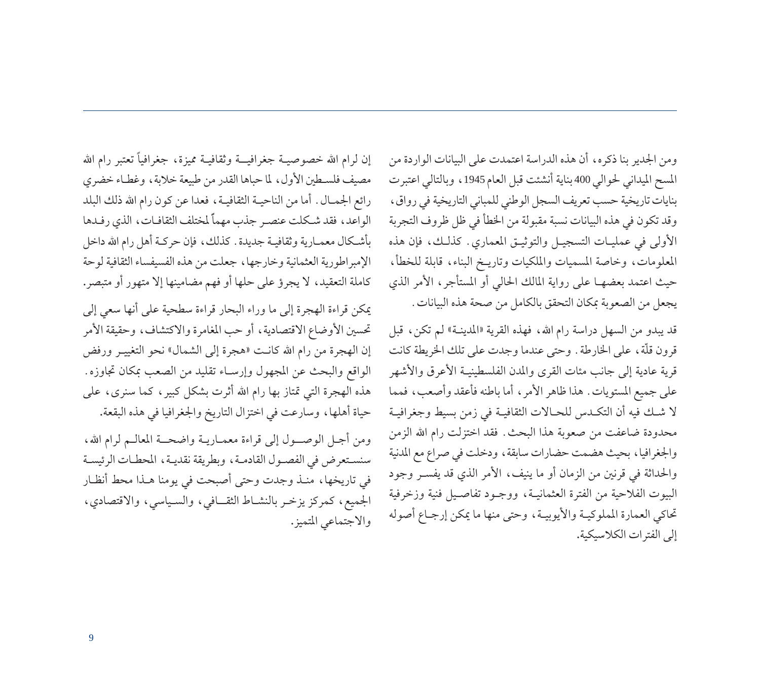ومن الجدير بنا ذكره، أن هذه الدراسة اعتمدت على البيانات الواردة من المسح الميداني لحوالي 400 بناية أنشئت قبل العام 1945، وبالتالي اعتبرت بنايات تاريخية حسب تعريف السجل الوطني للمباني التاريخية في رواق، وقد تكون في هذه البيانات نسبة مقبولة من الخطأ في ظل ظروف التجربة الأولى في عمليات التسجيل والتوثيق المعماري. كذلك، فإن هذه المعلومات، وخاصة المسميات والملكيات وتاريخ البناء، قابلة للخطأ، حيث اعتمد بعضها على رواية المالك الحالي أو المستأجر، الأمر الذي يجعل من الصعوبة بمكان التحقق بالكامل من صحة هذه البيانات.

قد يبدو من السهل دراسة رام الله، فهذه القرية «المدينة» لم تكن، قبل قرون قلّة، على الخارطة. وحتى عندما وجدت على تلك الخريطة كانت قرية عادية إلى جانب مئات القرى والمدن الفلسطينية الأعرق والأشهر على جميع المستويات. هذا ظاهر الأمر، أما باطنه فأعقد وأصعب، فمما لا شك فيه أن التكدس للحالات الثقافية في زمن بسيط وجغرافية محدودة ضاعفت من صعوبة هذا البحث. فقد اختزلت رام الله الزمن والجغرافيا، بحيث هضمت حضارات سابقة، ودخلت في صراع مع المدنية والحداثة في قرنين من الزمان أو ما ينيف، الأمر الذي قد يفسر وجود البيوت الفلاحية من الفترة العثمانية، ووجود تفاصيل فنية وزخرفية تحاكي العمارة المملوكية والأيوبية، وحتى منها ما يمكن إرجاع أصوله إلى الفترات الكلاسيكية.

إن لرام الله خصوصية جغرافية وثقافية مميزة، جغرافياً تعتبر رام الله مصيف فلسطين الأول، لما حباها القدر من طبيعة خلابة، وغطاء خضري رائع الجمال. أما من الناحية الثقافية، فعدا عن كون رام الله ذلك البلد الواعد، فقد شكلت عنصر جذب مهماً لمختلف الثقافات، الذي رفدها بأشكال معمارية وثقافية جديدة. كذلك، فإن حركة أهل رام الله داخل الإمبراطورية العثمانية وخارجها، جعلت من هذه الفسيفساء الثقافية لوحة كاملة التعقيد، لا يجرؤ على حلها أو فهم مضامينها إلا متهور أو متبصر.

يمكن قراءة الهجرة إلى ما وراء البحار قراءة سطحية على أنها سعي إلى تحسين الأوضاع الاقتصادية، أو حب المغامرة والاكتشاف، وحقيقة الأمر إن الهجرة من رام الله كانت «هجرة إلى الشمال» نحو التغيير ورفض الواقع والبحث عن المجهول وإرساء تقليد من الصعب بمكان تجاوزه. هذه الهجرة التي تمتاز بها رام الله أثرت بشكل كبير، كما سنرى، على حياة أهلها، وسارعت في اختزال التاريخ والجغرافيا في هذه البقعة.

ومن أجل الوصول إلى قراءة معمارية واضحة المعالم لرام الله، سنستعرض في الفصول القادمة، وبطريقة نقدية، المحطات الرئيسة في تاريخها، منذ وجدت وحتى أصبحت في يومنا هذا محط أنظار الجميع، كمركز يزخر بالنشاط الثقافي، والسياسي، والاقتصادي، والاجتماعي المتميز.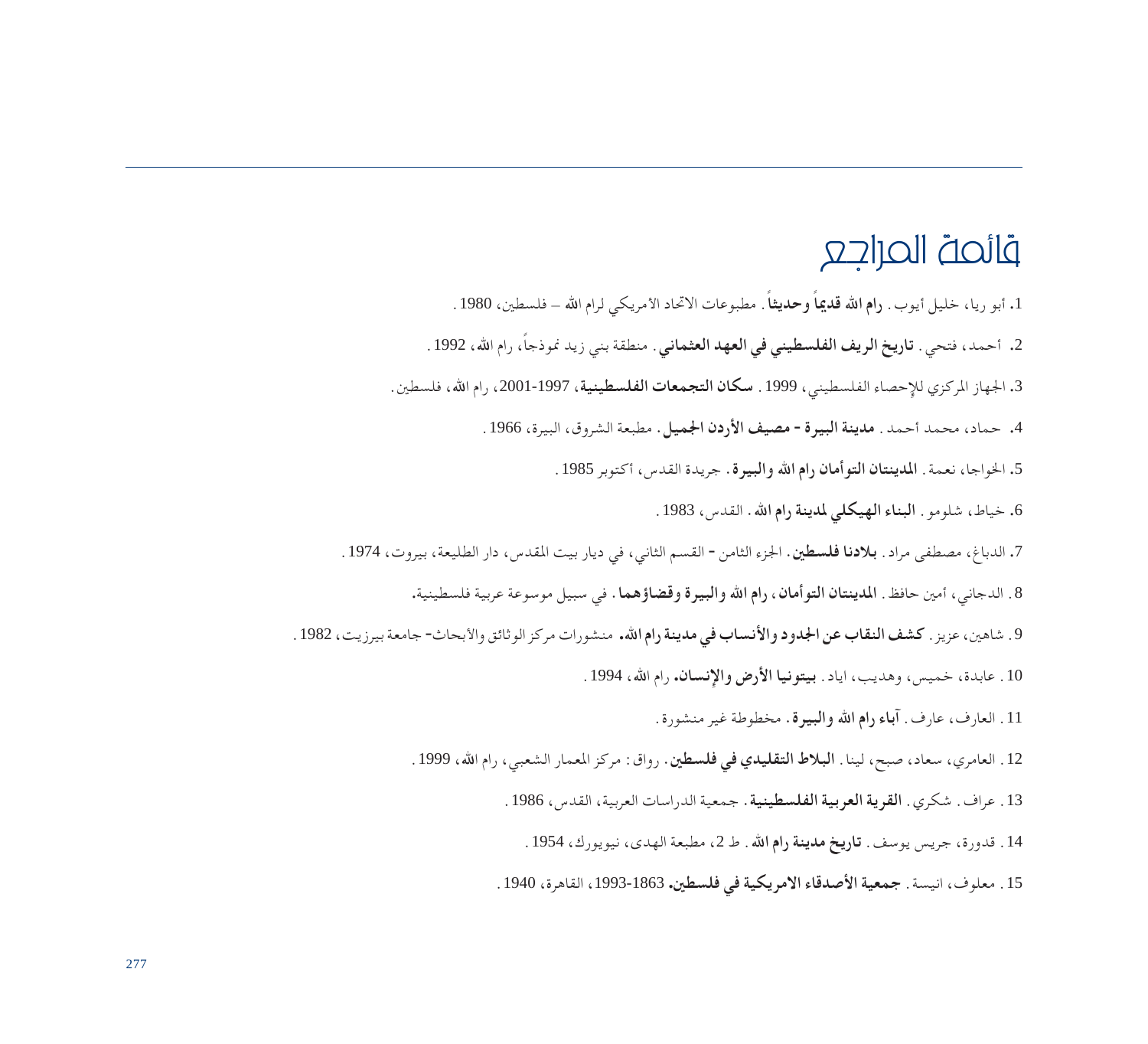# قائمة المراجع

1. أبو ريا، خليل أيوب. **رام الله قديماً وحديثاً**. مطبوعات الاتحاد الأمريكي لرام الله – فلسطين، 1980 .

2. أحمد، فتحي. **تاريخ الريف الفلسطيني في العهد العثماني**. منطقة بني زيد نموذجاً، رام الله، 1992 .

3. الجهاز المركزي للإحصاء الفلسطيني، 1999 . **سكان التجمعات الفلسطينية**، 1997-2001، رام الله، فلسطين.

4. حماد، محمد أحمد. **مدينة البيرة - مصيف الأردن الجميل**. مطبعة الشروق، البيرة، 1966 .

5. الخواجا، نعمة. **المدينتان التوأمان رام الله والبيرة**. جريدة القدس، أكتوبر 1985 .

6. خياط، شلومو. **البناء الهيكلي لمدينة رام الله**. القدس، 1983 .

7. الدباغ، مصطفى مراد. **بلادنا فلسطين**. الجزء الثامن - القسم الثاني، في ديار بيت المقدس، دار الطليعة، بيروت، 1974 .

8. الدجاني، أمين حافظ. **المدينتان التوأمان، رام الله والبيرة وقضاؤهما**. في سبيل موسوعة عربية فلسطينية.

9. شاهين، عزيز. **كشف النقاب عن الجدود والأنساب في مدينة رام الله**. منشورات مركز الوثائق والأبحاث- جامعة بيرزيت، 1982 .

10. عابدة، خميس، وهديب، اياد. **بيتونيا الأرض والإنسان**. رام الله، 1994 .

11. العارف، عارف. **آباء رام الله والبيرة**. مخطوطة غير منشورة.

12. العامري، سعاد، صبح، لينا. **البلاط التقليدي في فلسطين**. رواق: مركز المعمار الشعبي، رام الله، 1999 .

13. عراف. شكري. **القرية العربية الفلسطينية**. جمعية الدراسات العربية، القدس، 1986 .

14. قدورة، جريس يوسف. **تاريخ مدينة رام الله**. ط 2، مطبعة الهدى، نيويورك، 1954 .

15. معلوف، انيسة. **جمعية الأصدقاء الامريكية في فلسطين**. 1863-1993، القاهرة، 1940 .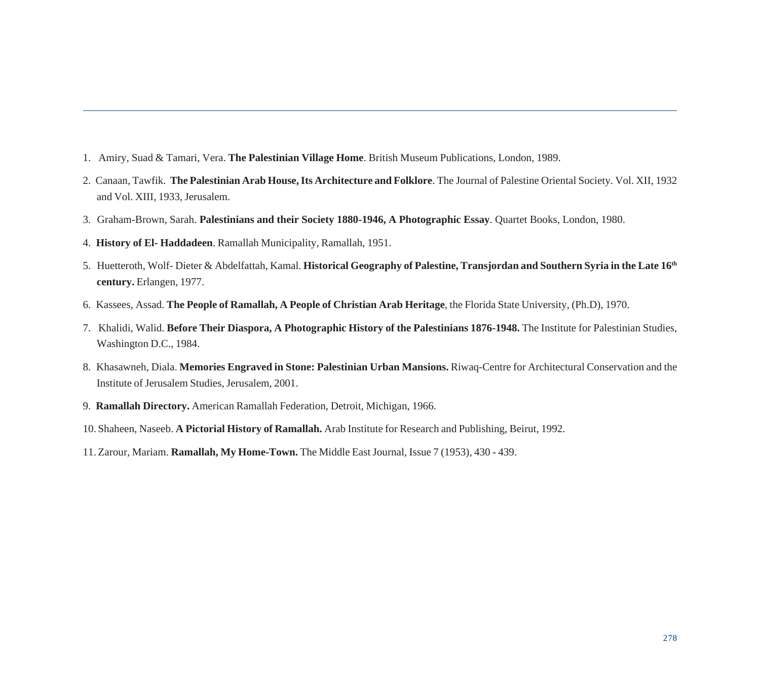1. Amiry, Suad & Tamari, Vera. **The Palestinian Village Home**. British Museum Publications, London, 1989.
2. Canaan, Tawfik. **The Palestinian Arab House, Its Architecture and Folklore**. The Journal of Palestine Oriental Society. Vol. XII, 1932 and Vol. XIII, 1933, Jerusalem.
3. Graham-Brown, Sarah. **Palestinians and their Society 1880-1946, A Photographic Essay**. Quartet Books, London, 1980.
4. **History of El- Haddadeen**. Ramallah Municipality, Ramallah, 1951.
5. Huetteroth, Wolf- Dieter & Abdelfattah, Kamal. **Historical Geography of Palestine, Transjordan and Southern Syria in the Late 16th century.** Erlangen, 1977.
6. Kassees, Assad. **The People of Ramallah, A People of Christian Arab Heritage**, the Florida State University, (Ph.D), 1970.
7. Khalidi, Walid. **Before Their Diaspora, A Photographic History of the Palestinians 1876-1948.** The Institute for Palestinian Studies, Washington D.C., 1984.
8. Khasawneh, Diala. **Memories Engraved in Stone: Palestinian Urban Mansions.** Riwaq-Centre for Architectural Conservation and the Institute of Jerusalem Studies, Jerusalem, 2001.
9. **Ramallah Directory.** American Ramallah Federation, Detroit, Michigan, 1966.
10. Shaheen, Naseeb. **A Pictorial History of Ramallah.** Arab Institute for Research and Publishing, Beirut, 1992.
11. Zarour, Mariam. **Ramallah, My Home-Town.** The Middle East Journal, Issue 7 (1953), 430 - 439.